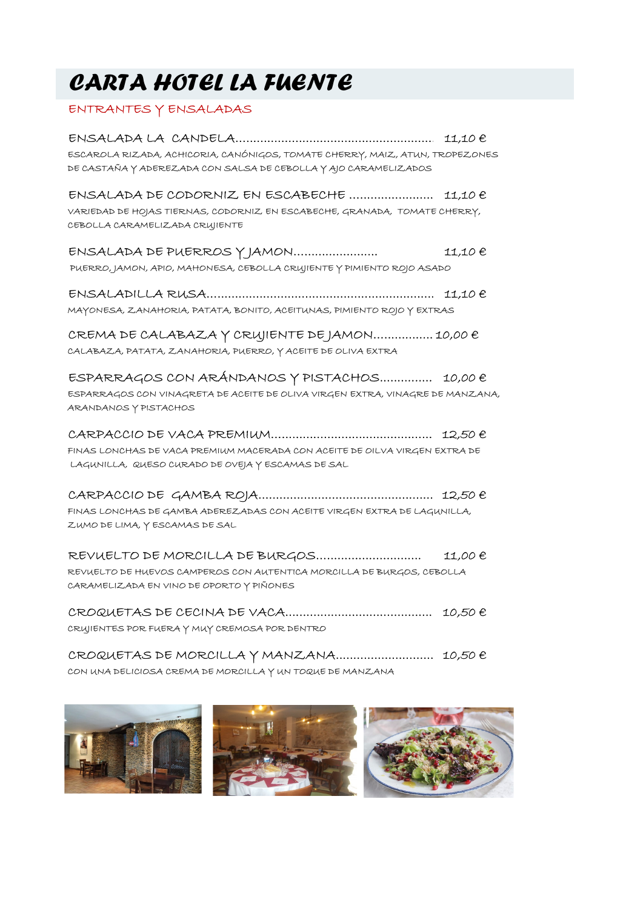# CARTA HOTEL LA FUENTE

## ENTRANTES Y ENSALADAS

**ENSALADA LA CANDELA........................................................ 11,10 €**
ESCAROLA RIZADA, ACHICORIA, CANÓNIGOS, TOMATE CHERRY, MAIZ, ATUN, TROPEZONES DE CASTAÑA Y ADEREZADA CON SALSA DE CEBOLLA Y AJO CARAMELIZADOS

**ENSALADA DE CODORNIZ EN ESCABECHE ........................ 11,10 €**
VARIEDAD DE HOJAS TIERNAS, CODORNIZ EN ESCABECHE, GRANADA, TOMATE CHERRY, CEBOLLA CARAMELIZADA CRUJIENTE

**ENSALADA DE PUERROS Y JAMON........................ 11,10 €**
PUERRO, JAMON, APIO, MAHONESA, CEBOLLA CRUJIENTE Y PIMIENTO ROJO ASADO

**ENSALADILLA RUSA................................................................ 11,10 €**
MAYONESA, ZANAHORIA, PATATA, BONITO, ACEITUNAS, PIMIENTO ROJO Y EXTRAS

**CREMA DE CALABAZA Y CRUJIENTE DE JAMON................. 10,00 €**
CALABAZA, PATATA, ZANAHORIA, PUERRO, Y ACEITE DE OLIVA EXTRA

**ESPARRAGOS CON ARÁNDANOS Y PISTACHOS.............. 10,00 €**
ESPARRAGOS CON VINAGRETA DE ACEITE DE OLIVA VIRGEN EXTRA, VINAGRE DE MANZANA, ARANDANOS Y PISTACHOS

**CARPACCIO DE VACA PREMIUM............................................. 12,50 €**
FINAS LONCHAS DE VACA PREMIUM MACERADA CON ACEITE DE OILVA VIRGEN EXTRA DE LAGUNILLA, QUESO CURADO DE OVEJA Y ESCAMAS DE SAL

**CARPACCIO DE GAMBA ROJA................................................. 12,50 €**
FINAS LONCHAS DE GAMBA ADEREZADAS CON ACEITE VIRGEN EXTRA DE LAGUNILLA, ZUMO DE LIMA, Y ESCAMAS DE SAL

**REVUELTO DE MORCILLA DE BURGOS............................. 11,00 €**
REVUELTO DE HUEVOS CAMPEROS CON AUTENTICA MORCILLA DE BURGOS, CEBOLLA CARAMELIZADA EN VINO DE OPORTO Y PIÑONES

**CROQUETAS DE CECINA DE VACA......................................... 10,50 €**
CRUJIENTES POR FUERA Y MUY CREMOSA POR DENTRO

**CROQUETAS DE MORCILLA Y MANZANA........................... 10,50 €**
CON UNA DELICIOSA CREMA DE MORCILLA Y UN TOQUE DE MANZANA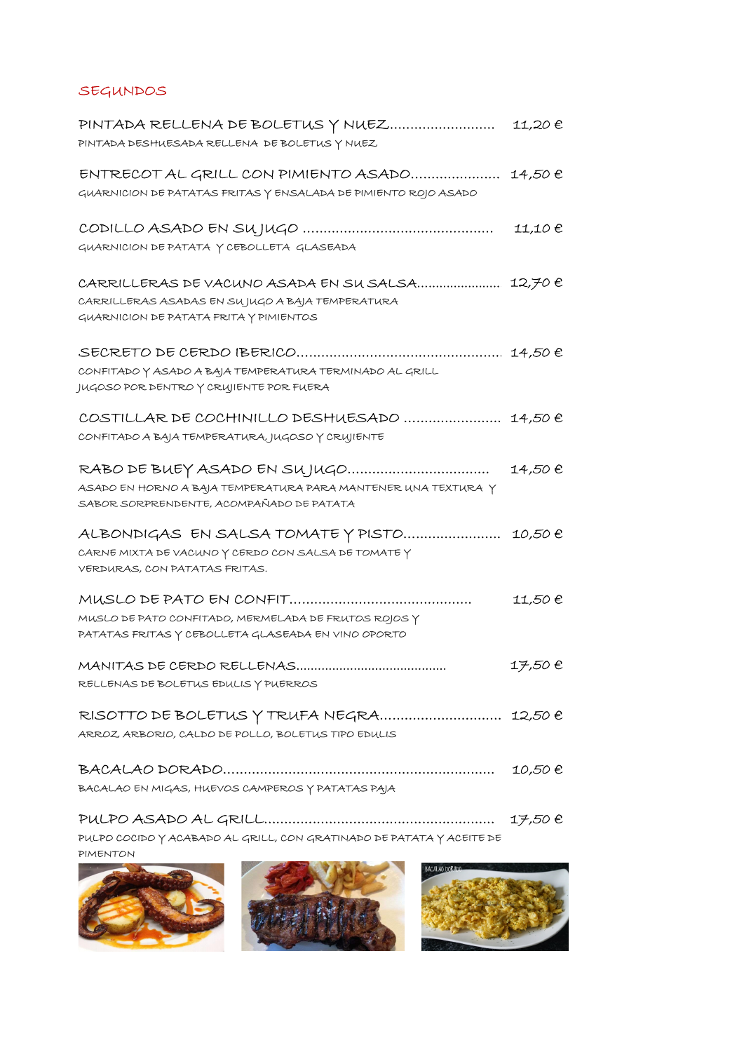## SEGUNDOS

**PINTADA RELLENA DE BOLETUS Y NUEZ** .......................... 11,20 €
PINTADA DESHUESADA RELLENA DE BOLETUS Y NUEZ

**ENTRECOT AL GRILL CON PIMIENTO ASADO** ...................... 14,50 €
GUARNICION DE PATATAS FRITAS Y ENSALADA DE PIMIENTO ROJO ASADO

**CODILLO ASADO EN SU JUGO** ............................................... 11,10 €
GUARNICION DE PATATA Y CEBOLLETA GLASEADA

**CARRILLERAS DE VACUNO ASADA EN SU SALSA** ...................... 12,70 €
CARRILLERAS ASADAS EN SU JUGO A BAJA TEMPERATURA
GUARNICION DE PATATA FRITA Y PIMIENTOS

**SECRETO DE CERDO IBERICO** .................................................. 14,50 €
CONFITADO Y ASADO A BAJA TEMPERATURA TERMINADO AL GRILL
JUGOSO POR DENTRO Y CRUJIENTE POR FUERA

**COSTILLAR DE COCHINILLO DESHUESADO** ........................ 14,50 €
CONFITADO A BAJA TEMPERATURA, JUGOSO Y CRUJIENTE

**RABO DE BUEY ASADO EN SU JUGO** .................................. 14,50 €
ASADO EN HORNO A BAJA TEMPERATURA PARA MANTENER UNA TEXTURA Y SABOR SORPRENDENTE, ACOMPAÑADO DE PATATA

**ALBONDIGAS EN SALSA TOMATE Y PISTO** ........................ 10,50 €
CARNE MIXTA DE VACUNO Y CERDO CON SALSA DE TOMATE Y VERDURAS, CON PATATAS FRITAS.

**MUSLO DE PATO EN CONFIT** ............................................. 11,50 €
MUSLO DE PATO CONFITADO, MERMELADA DE FRUTOS ROJOS Y PATATAS FRITAS Y CEBOLLETA GLASEADA EN VINO OPORTO

**MANITAS DE CERDO RELLENAS** ......................................... 17,50 €
RELLENAS DE BOLETUS EDULIS Y PUERROS

**RISOTTO DE BOLETUS Y TRUFA NEGRA** ............................. 12,50 €
ARROZ ARBORIO, CALDO DE POLLO, BOLETUS TIPO EDULIS

**BACALAO DORADO** ............................................................. 10,50 €
BACALAO EN MIGAS, HUEVOS CAMPEROS Y PATATAS PAJA

**PULPO ASADO AL GRILL** ........................................................ 17,50 €
PULPO COCIDO Y ACABADO AL GRILL, CON GRATINADO DE PATATA Y ACEITE DE PIMENTON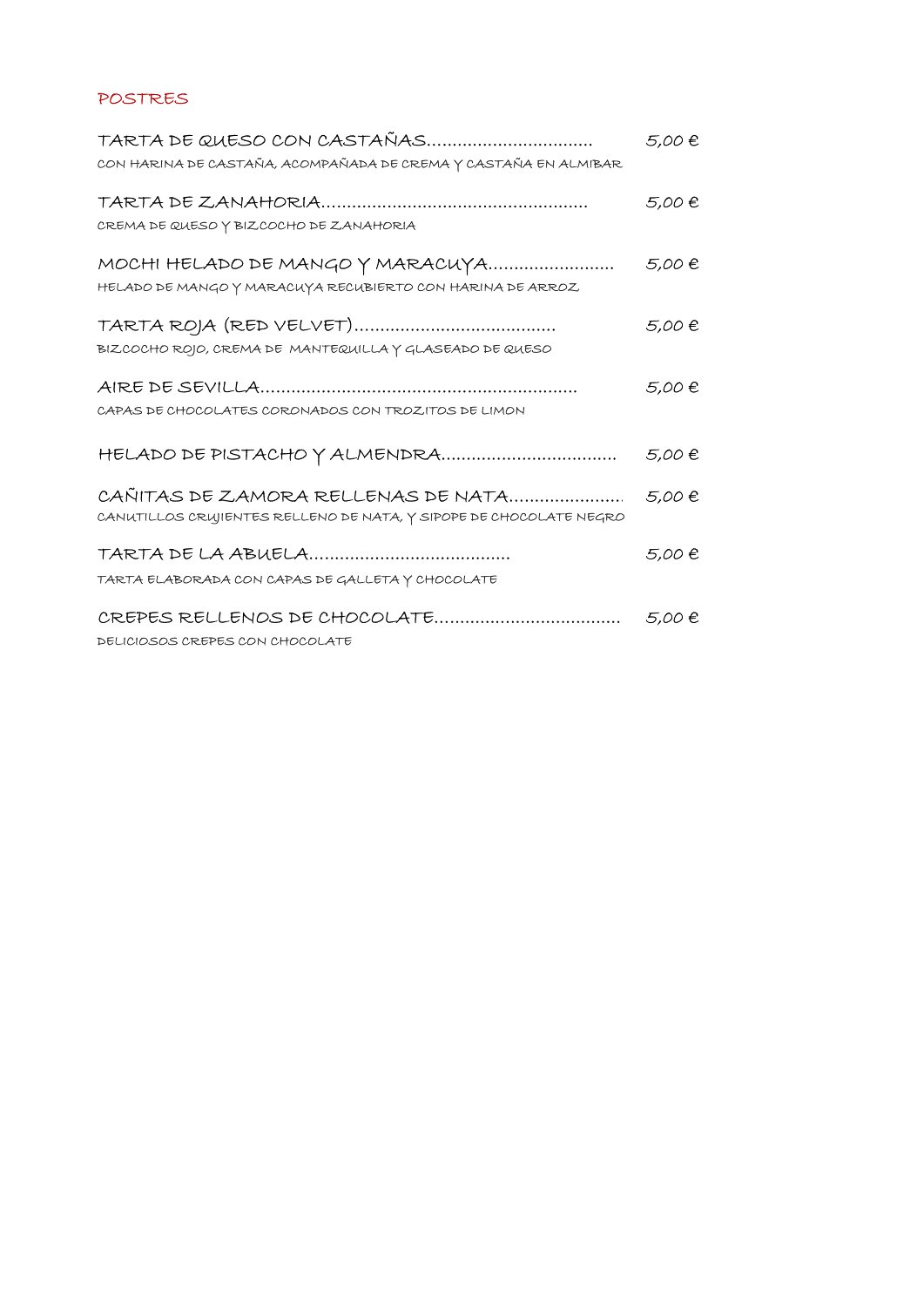## POSTRES

TARTA DE QUESO CON CASTAÑAS................................ 5,00 €
CON HARINA DE CASTAÑA, ACOMPAÑADA DE CREMA Y CASTAÑA EN ALMIBAR

TARTA DE ZANAHORIA.................................................... 5,00 €
CREMA DE QUESO Y BIZCOCHO DE ZANAHORIA

MOCHI HELADO DE MANGO Y MARACUYA......................... 5,00 €
HELADO DE MANGO Y MARACUYA RECUBIERTO CON HARINA DE ARROZ

TARTA ROJA (RED VELVET)....................................... 5,00 €
BIZCOCHO ROJO, CREMA DE MANTEQUILLA Y GLASEADO DE QUESO

AIRE DE SEVILLA.............................................................. 5,00 €
CAPAS DE CHOCOLATES CORONADOS CON TROZITOS DE LIMON

HELADO DE PISTACHO Y ALMENDRA.................................. 5,00 €

CAÑITAS DE ZAMORA RELLENAS DE NATA...................... 5,00 €
CANUTILLOS CRUJIENTES RELLENO DE NATA, Y SIPOPE DE CHOCOLATE NEGRO

TARTA DE LA ABUELA....................................... 5,00 €
TARTA ELABORADA CON CAPAS DE GALLETA Y CHOCOLATE

CREPES RELLENOS DE CHOCOLATE.................................... 5,00 €
DELICIOSOS CREPES CON CHOCOLATE